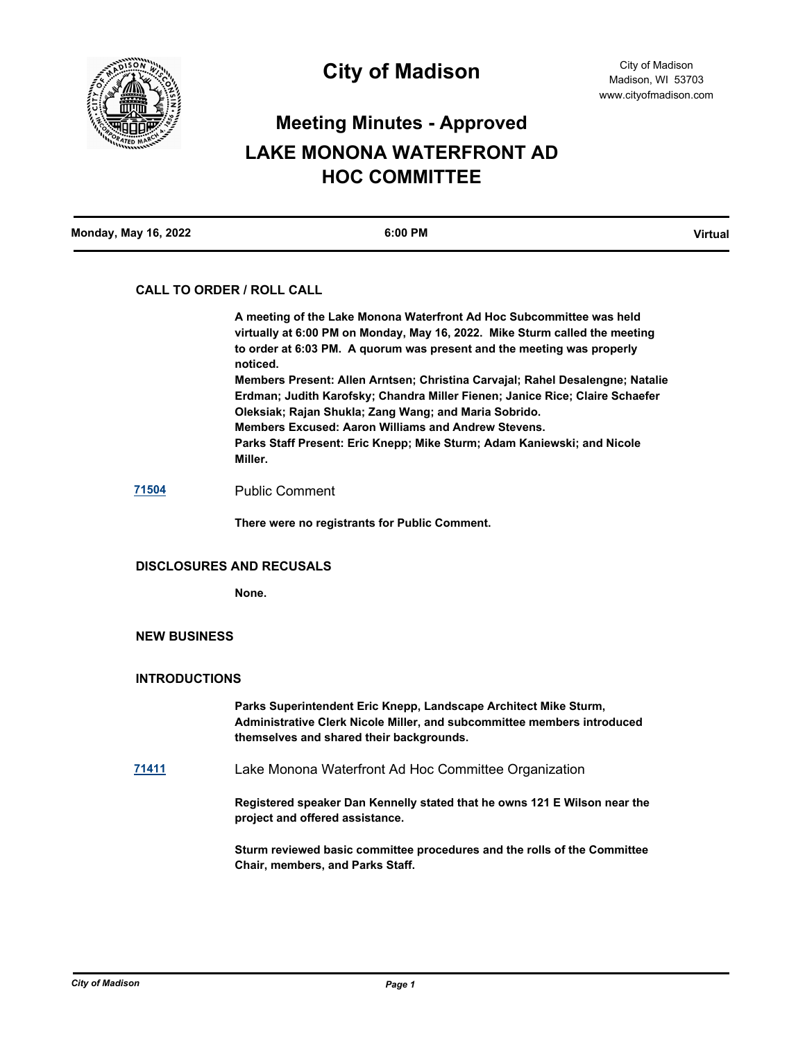# City of Madison

City of Madison
Madison, WI 53703
www.cityofmadison.com

## Meeting Minutes - Approved

## LAKE MONONA WATERFRONT AD HOC COMMITTEE

**Monday, May 16, 2022** | **6:00 PM** | **Virtual**

### CALL TO ORDER / ROLL CALL

**A meeting of the Lake Monona Waterfront Ad Hoc Subcommittee was held virtually at 6:00 PM on Monday, May 16, 2022. Mike Sturm called the meeting to order at 6:03 PM. A quorum was present and the meeting was properly noticed.**

**Members Present: Allen Arntsen; Christina Carvajal; Rahel Desalengne; Natalie Erdman; Judith Karofsky; Chandra Miller Fienen; Janice Rice; Claire Schaefer Oleksiak; Rajan Shukla; Zang Wang; and Maria Sobrido.**

**Members Excused: Aaron Williams and Andrew Stevens.**

**Parks Staff Present: Eric Knepp; Mike Sturm; Adam Kaniewski; and Nicole Miller.**

**71504** Public Comment

**There were no registrants for Public Comment.**

### DISCLOSURES AND RECUSALS

**None.**

### NEW BUSINESS

### INTRODUCTIONS

**Parks Superintendent Eric Knepp, Landscape Architect Mike Sturm, Administrative Clerk Nicole Miller, and subcommittee members introduced themselves and shared their backgrounds.**

**71411** Lake Monona Waterfront Ad Hoc Committee Organization

**Registered speaker Dan Kennelly stated that he owns 121 E Wilson near the project and offered assistance.**

**Sturm reviewed basic committee procedures and the rolls of the Committee Chair, members, and Parks Staff.**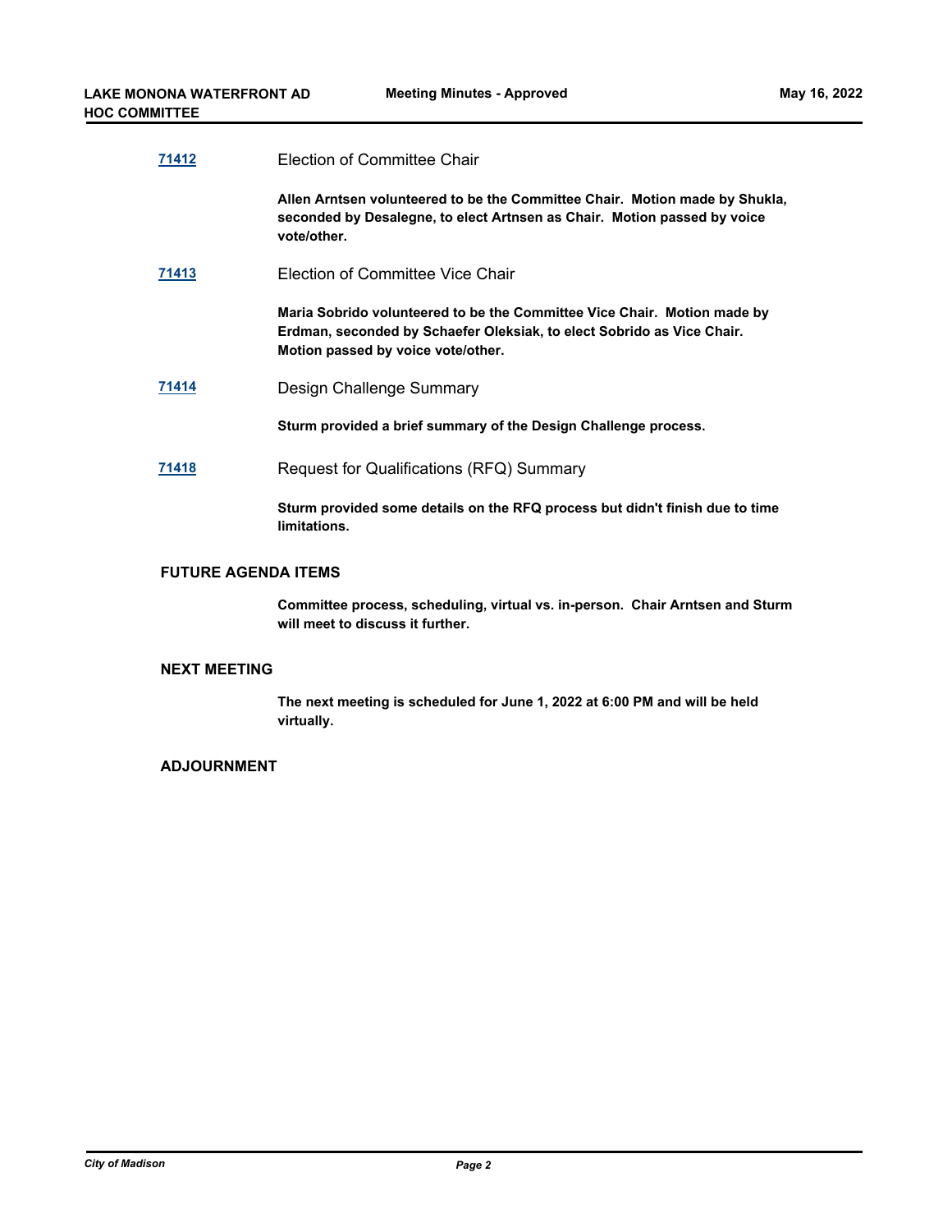**71412** Election of Committee Chair

**Allen Arntsen volunteered to be the Committee Chair. Motion made by Shukla, seconded by Desalegne, to elect Artnsen as Chair. Motion passed by voice vote/other.**

**71413** Election of Committee Vice Chair

**Maria Sobrido volunteered to be the Committee Vice Chair. Motion made by Erdman, seconded by Schaefer Oleksiak, to elect Sobrido as Vice Chair. Motion passed by voice vote/other.**

**71414** Design Challenge Summary

**Sturm provided a brief summary of the Design Challenge process.**

**71418** Request for Qualifications (RFQ) Summary

**Sturm provided some details on the RFQ process but didn't finish due to time limitations.**

## FUTURE AGENDA ITEMS

**Committee process, scheduling, virtual vs. in-person. Chair Arntsen and Sturm will meet to discuss it further.**

## NEXT MEETING

**The next meeting is scheduled for June 1, 2022 at 6:00 PM and will be held virtually.**

## ADJOURNMENT